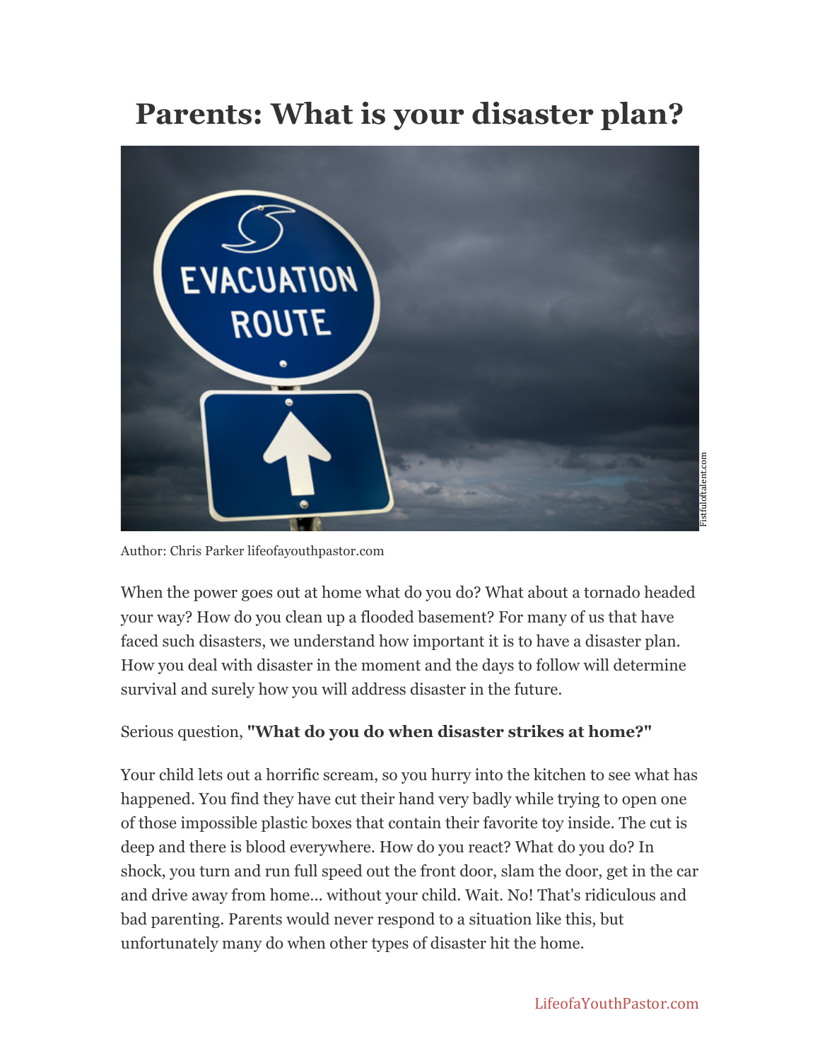# Parents: What is your disaster plan?

Author: Chris Parker lifeofayouthpastor.com

When the power goes out at home what do you do? What about a tornado headed your way? How do you clean up a flooded basement? For many of us that have faced such disasters, we understand how important it is to have a disaster plan. How you deal with disaster in the moment and the days to follow will determine survival and surely how you will address disaster in the future.

Serious question, **"What do you do when disaster strikes at home?"**

Your child lets out a horrific scream, so you hurry into the kitchen to see what has happened. You find they have cut their hand very badly while trying to open one of those impossible plastic boxes that contain their favorite toy inside. The cut is deep and there is blood everywhere. How do you react? What do you do? In shock, you turn and run full speed out the front door, slam the door, get in the car and drive away from home... without your child. Wait. No! That's ridiculous and bad parenting. Parents would never respond to a situation like this, but unfortunately many do when other types of disaster hit the home.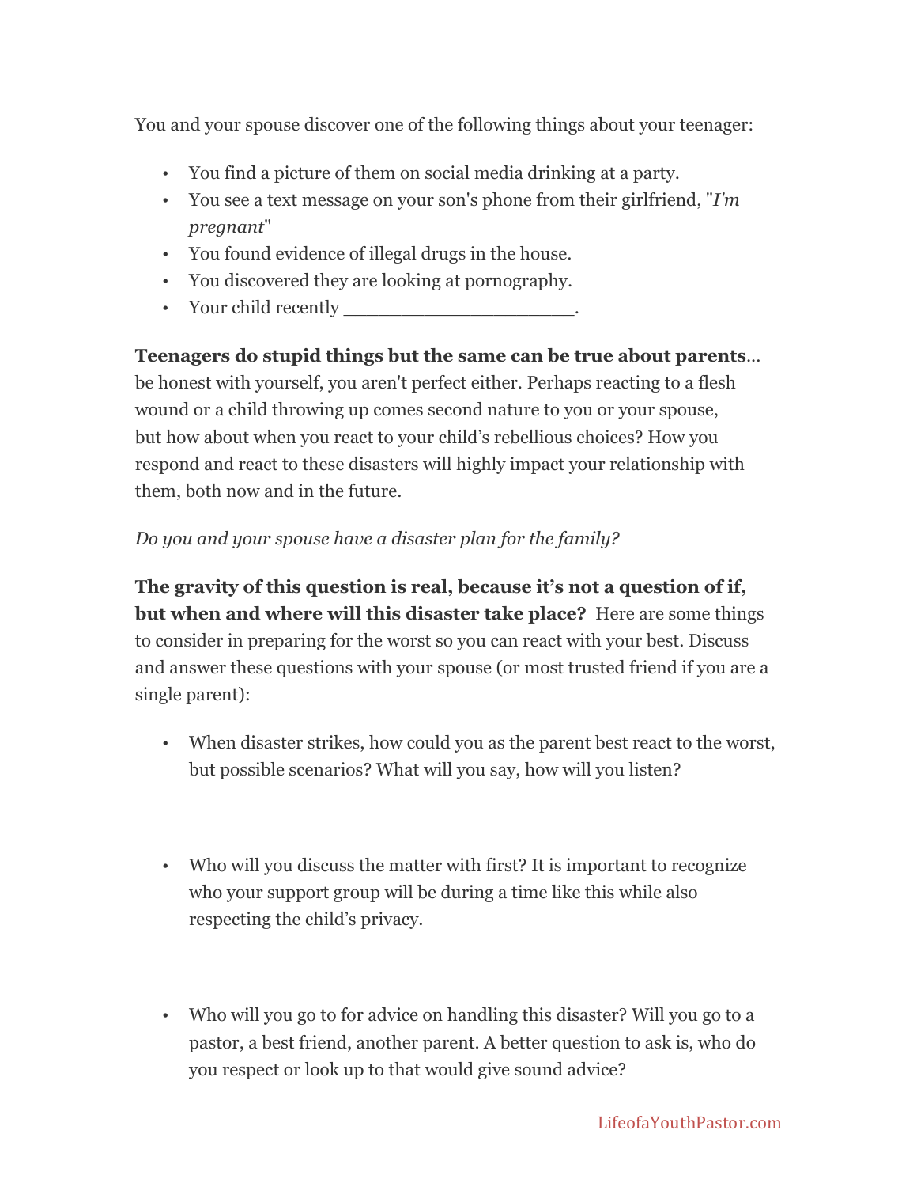You and your spouse discover one of the following things about your teenager:

- You find a picture of them on social media drinking at a party.
- You see a text message on your son's phone from their girlfriend, "*I'm pregnant*"
- You found evidence of illegal drugs in the house.
- You discovered they are looking at pornography.
- Your child recently ______________________.

**Teenagers do stupid things but the same can be true about parents**… be honest with yourself, you aren't perfect either. Perhaps reacting to a flesh wound or a child throwing up comes second nature to you or your spouse, but how about when you react to your child's rebellious choices? How you respond and react to these disasters will highly impact your relationship with them, both now and in the future.

*Do you and your spouse have a disaster plan for the family?*

**The gravity of this question is real, because it's not a question of if, but when and where will this disaster take place?** Here are some things to consider in preparing for the worst so you can react with your best. Discuss and answer these questions with your spouse (or most trusted friend if you are a single parent):

- When disaster strikes, how could you as the parent best react to the worst, but possible scenarios? What will you say, how will you listen?

- Who will you discuss the matter with first? It is important to recognize who your support group will be during a time like this while also respecting the child's privacy.

- Who will you go to for advice on handling this disaster? Will you go to a pastor, a best friend, another parent. A better question to ask is, who do you respect or look up to that would give sound advice?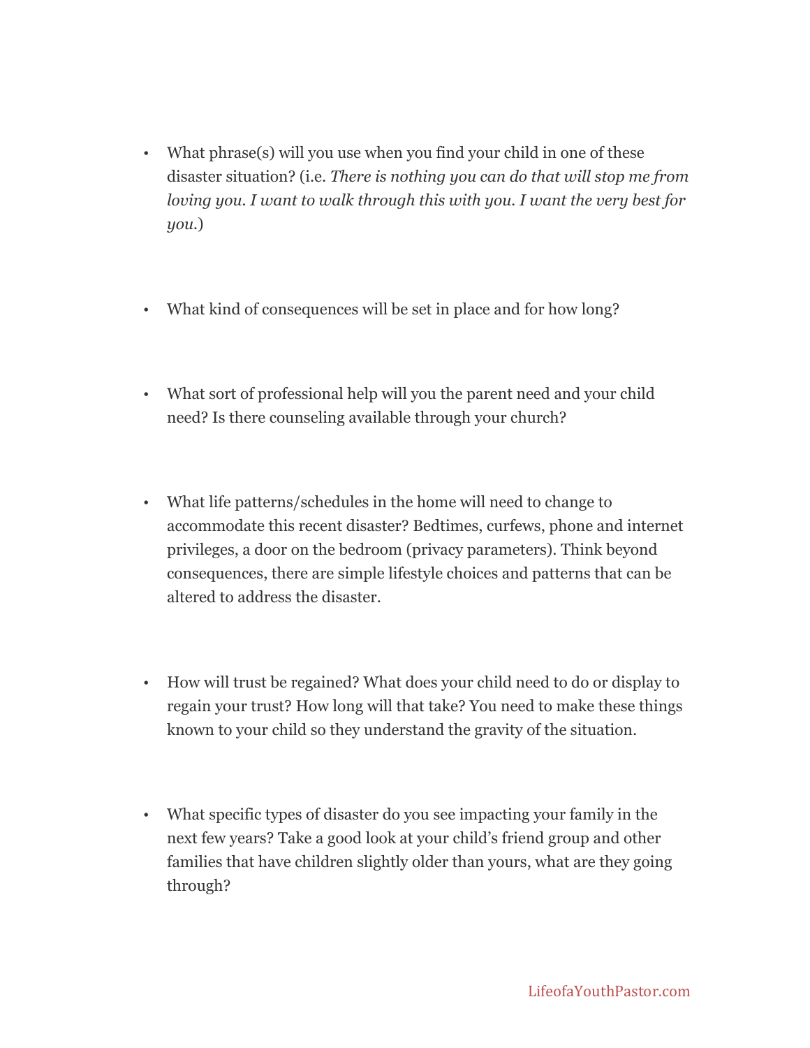- What phrase(s) will you use when you find your child in one of these disaster situation? (i.e. *There is nothing you can do that will stop me from loving you. I want to walk through this with you. I want the very best for you.*)

- What kind of consequences will be set in place and for how long?

- What sort of professional help will you the parent need and your child need? Is there counseling available through your church?

- What life patterns/schedules in the home will need to change to accommodate this recent disaster? Bedtimes, curfews, phone and internet privileges, a door on the bedroom (privacy parameters). Think beyond consequences, there are simple lifestyle choices and patterns that can be altered to address the disaster.

- How will trust be regained? What does your child need to do or display to regain your trust? How long will that take? You need to make these things known to your child so they understand the gravity of the situation.

- What specific types of disaster do you see impacting your family in the next few years? Take a good look at your child's friend group and other families that have children slightly older than yours, what are they going through?